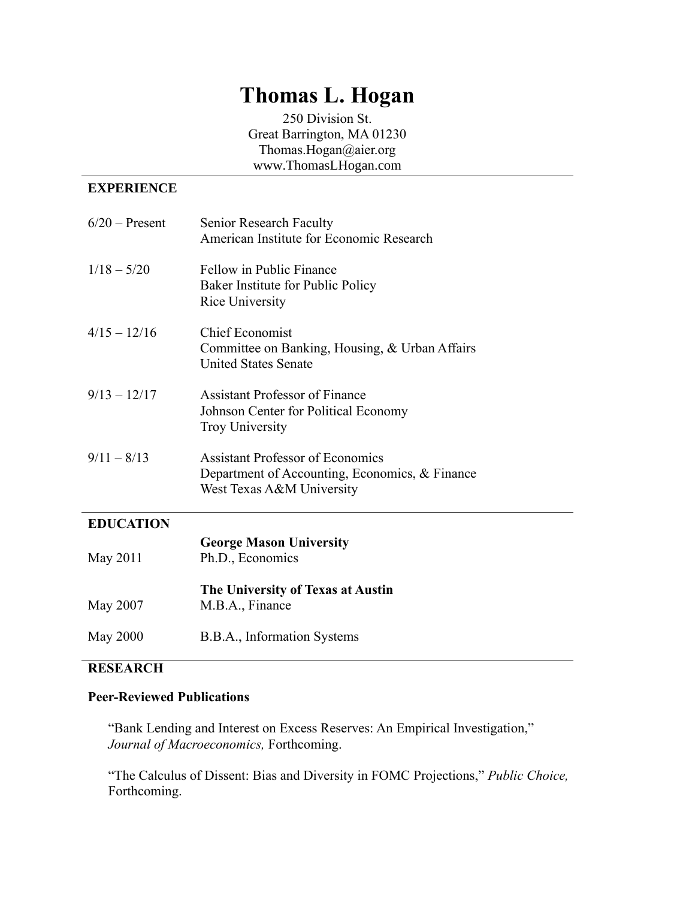# Thomas L. Hogan

250 Division St.
Great Barrington, MA 01230
Thomas.Hogan@aier.org
www.ThomasLHogan.com

## EXPERIENCE

| | |
|---|---|
| 6/20 – Present | Senior Research Faculty<br>American Institute for Economic Research |
| 1/18 – 5/20 | Fellow in Public Finance<br>Baker Institute for Public Policy<br>Rice University |
| 4/15 – 12/16 | Chief Economist<br>Committee on Banking, Housing, & Urban Affairs<br>United States Senate |
| 9/13 – 12/17 | Assistant Professor of Finance<br>Johnson Center for Political Economy<br>Troy University |
| 9/11 – 8/13 | Assistant Professor of Economics<br>Department of Accounting, Economics, & Finance<br>West Texas A&M University |

## EDUCATION

| | |
|---|---|
| | **George Mason University** |
| May 2011 | Ph.D., Economics |
| | **The University of Texas at Austin** |
| May 2007 | M.B.A., Finance |
| May 2000 | B.B.A., Information Systems |

## RESEARCH

### Peer-Reviewed Publications

"Bank Lending and Interest on Excess Reserves: An Empirical Investigation," *Journal of Macroeconomics,* Forthcoming.

"The Calculus of Dissent: Bias and Diversity in FOMC Projections," *Public Choice,* Forthcoming.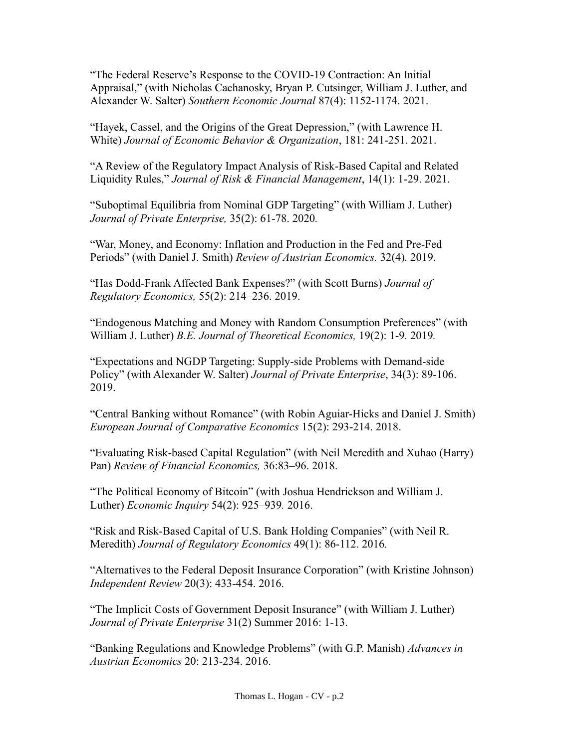"The Federal Reserve's Response to the COVID-19 Contraction: An Initial Appraisal," (with Nicholas Cachanosky, Bryan P. Cutsinger, William J. Luther, and Alexander W. Salter) *Southern Economic Journal* 87(4): 1152-1174. 2021.

"Hayek, Cassel, and the Origins of the Great Depression," (with Lawrence H. White) *Journal of Economic Behavior & Organization*, 181: 241-251. 2021.

"A Review of the Regulatory Impact Analysis of Risk-Based Capital and Related Liquidity Rules," *Journal of Risk & Financial Management*, 14(1): 1-29. 2021.

"Suboptimal Equilibria from Nominal GDP Targeting" (with William J. Luther) *Journal of Private Enterprise,* 35(2): 61-78. 2020*.*

"War, Money, and Economy: Inflation and Production in the Fed and Pre-Fed Periods" (with Daniel J. Smith) *Review of Austrian Economics.* 32(4)*.* 2019.

"Has Dodd-Frank Affected Bank Expenses?" (with Scott Burns) *Journal of Regulatory Economics,* 55(2): 214–236. 2019.

"Endogenous Matching and Money with Random Consumption Preferences" (with William J. Luther) *B.E. Journal of Theoretical Economics,* 19(2): 1-9*.* 2019*.*

"Expectations and NGDP Targeting: Supply-side Problems with Demand-side Policy" (with Alexander W. Salter) *Journal of Private Enterprise*, 34(3): 89-106. 2019.

"Central Banking without Romance" (with Robin Aguiar-Hicks and Daniel J. Smith) *European Journal of Comparative Economics* 15(2): 293-214. 2018.

"Evaluating Risk-based Capital Regulation" (with Neil Meredith and Xuhao (Harry) Pan) *Review of Financial Economics,* 36:83–96. 2018.

"The Political Economy of Bitcoin" (with Joshua Hendrickson and William J. Luther) *Economic Inquiry* 54(2): 925–939*.* 2016.

"Risk and Risk-Based Capital of U.S. Bank Holding Companies" (with Neil R. Meredith) *Journal of Regulatory Economics* 49(1): 86-112. 2016*.*

"Alternatives to the Federal Deposit Insurance Corporation" (with Kristine Johnson) *Independent Review* 20(3): 433-454. 2016.

"The Implicit Costs of Government Deposit Insurance" (with William J. Luther) *Journal of Private Enterprise* 31(2) Summer 2016: 1-13.

"Banking Regulations and Knowledge Problems" (with G.P. Manish) *Advances in Austrian Economics* 20: 213-234. 2016.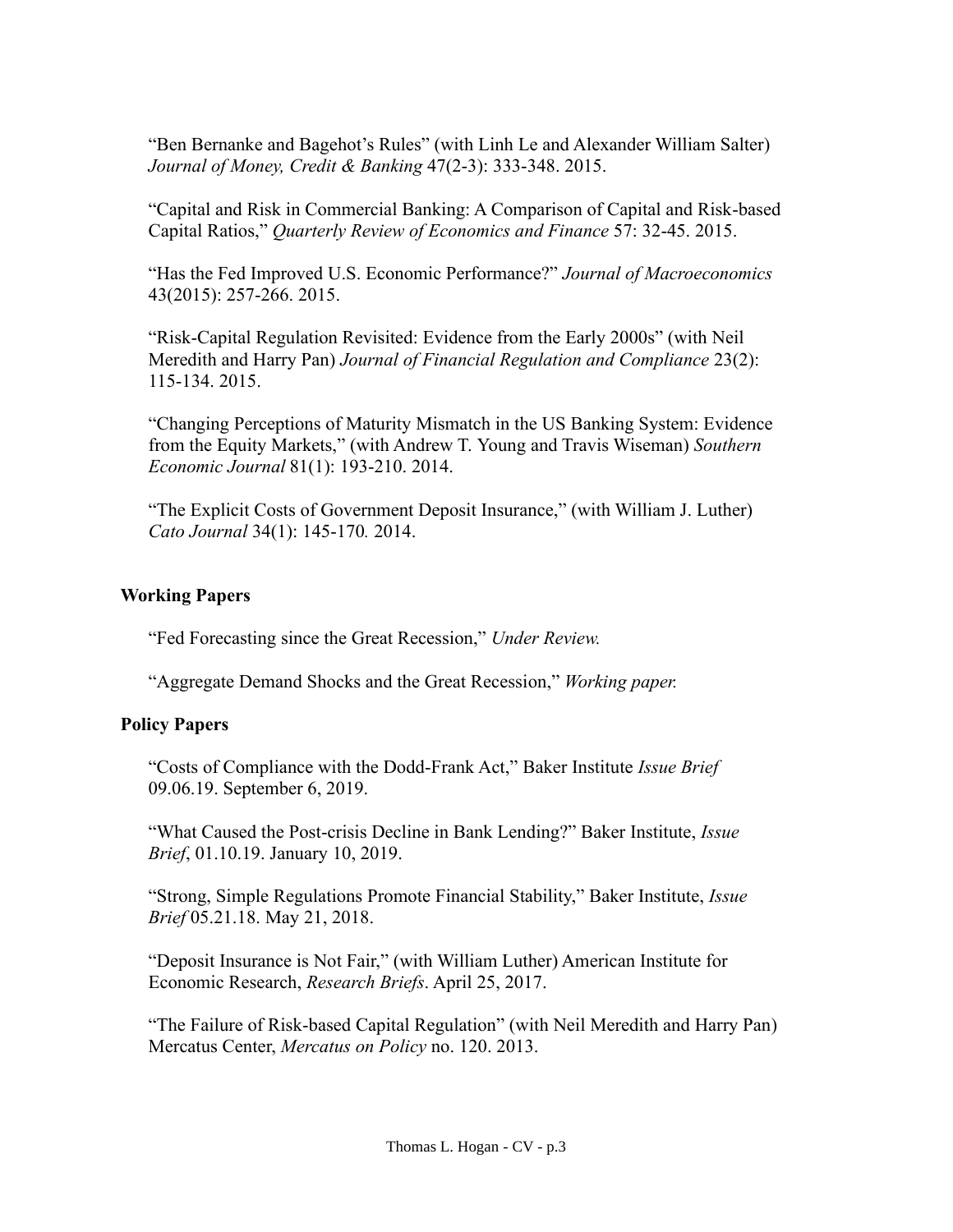"Ben Bernanke and Bagehot's Rules" (with Linh Le and Alexander William Salter) *Journal of Money, Credit & Banking* 47(2-3): 333-348. 2015.

"Capital and Risk in Commercial Banking: A Comparison of Capital and Risk-based Capital Ratios," *Quarterly Review of Economics and Finance* 57: 32-45. 2015.

"Has the Fed Improved U.S. Economic Performance?" *Journal of Macroeconomics* 43(2015): 257-266. 2015.

"Risk-Capital Regulation Revisited: Evidence from the Early 2000s" (with Neil Meredith and Harry Pan) *Journal of Financial Regulation and Compliance* 23(2): 115-134. 2015.

"Changing Perceptions of Maturity Mismatch in the US Banking System: Evidence from the Equity Markets," (with Andrew T. Young and Travis Wiseman) *Southern Economic Journal* 81(1): 193-210. 2014.

"The Explicit Costs of Government Deposit Insurance," (with William J. Luther) *Cato Journal* 34(1): 145-170*.* 2014.

**Working Papers**

"Fed Forecasting since the Great Recession," *Under Review.*

"Aggregate Demand Shocks and the Great Recession," *Working paper.*

**Policy Papers**

"Costs of Compliance with the Dodd-Frank Act," Baker Institute *Issue Brief* 09.06.19. September 6, 2019.

"What Caused the Post-crisis Decline in Bank Lending?" Baker Institute, *Issue Brief*, 01.10.19. January 10, 2019.

"Strong, Simple Regulations Promote Financial Stability," Baker Institute, *Issue Brief* 05.21.18. May 21, 2018.

"Deposit Insurance is Not Fair," (with William Luther) American Institute for Economic Research, *Research Briefs*. April 25, 2017.

"The Failure of Risk-based Capital Regulation" (with Neil Meredith and Harry Pan) Mercatus Center, *Mercatus on Policy* no. 120. 2013.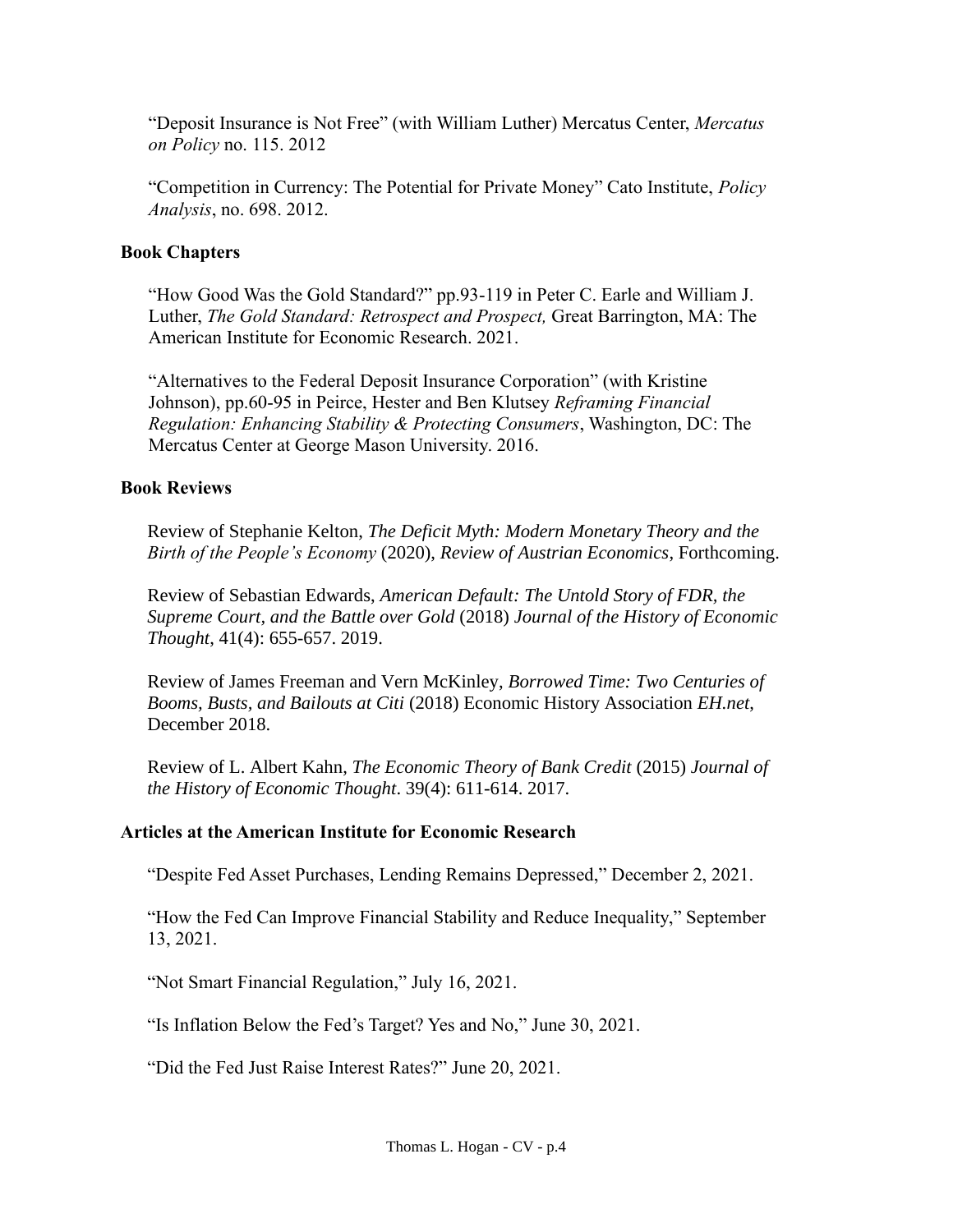"Deposit Insurance is Not Free" (with William Luther) Mercatus Center, *Mercatus on Policy* no. 115. 2012

"Competition in Currency: The Potential for Private Money" Cato Institute, *Policy Analysis*, no. 698. 2012.

**Book Chapters**

"How Good Was the Gold Standard?" pp.93-119 in Peter C. Earle and William J. Luther, *The Gold Standard: Retrospect and Prospect,* Great Barrington, MA: The American Institute for Economic Research. 2021.

"Alternatives to the Federal Deposit Insurance Corporation" (with Kristine Johnson), pp.60-95 in Peirce, Hester and Ben Klutsey *Reframing Financial Regulation: Enhancing Stability & Protecting Consumers*, Washington, DC: The Mercatus Center at George Mason University. 2016.

**Book Reviews**

Review of Stephanie Kelton, *The Deficit Myth: Modern Monetary Theory and the Birth of the People's Economy* (2020), *Review of Austrian Economics*, Forthcoming.

Review of Sebastian Edwards, *American Default: The Untold Story of FDR, the Supreme Court, and the Battle over Gold* (2018) *Journal of the History of Economic Thought*, 41(4): 655-657. 2019.

Review of James Freeman and Vern McKinley, *Borrowed Time: Two Centuries of Booms, Busts, and Bailouts at Citi* (2018) Economic History Association *EH.net*, December 2018.

Review of L. Albert Kahn, *The Economic Theory of Bank Credit* (2015) *Journal of the History of Economic Thought*. 39(4): 611-614. 2017.

**Articles at the American Institute for Economic Research**

"Despite Fed Asset Purchases, Lending Remains Depressed," December 2, 2021.

"How the Fed Can Improve Financial Stability and Reduce Inequality," September 13, 2021.

"Not Smart Financial Regulation," July 16, 2021.

"Is Inflation Below the Fed's Target? Yes and No," June 30, 2021.

"Did the Fed Just Raise Interest Rates?" June 20, 2021.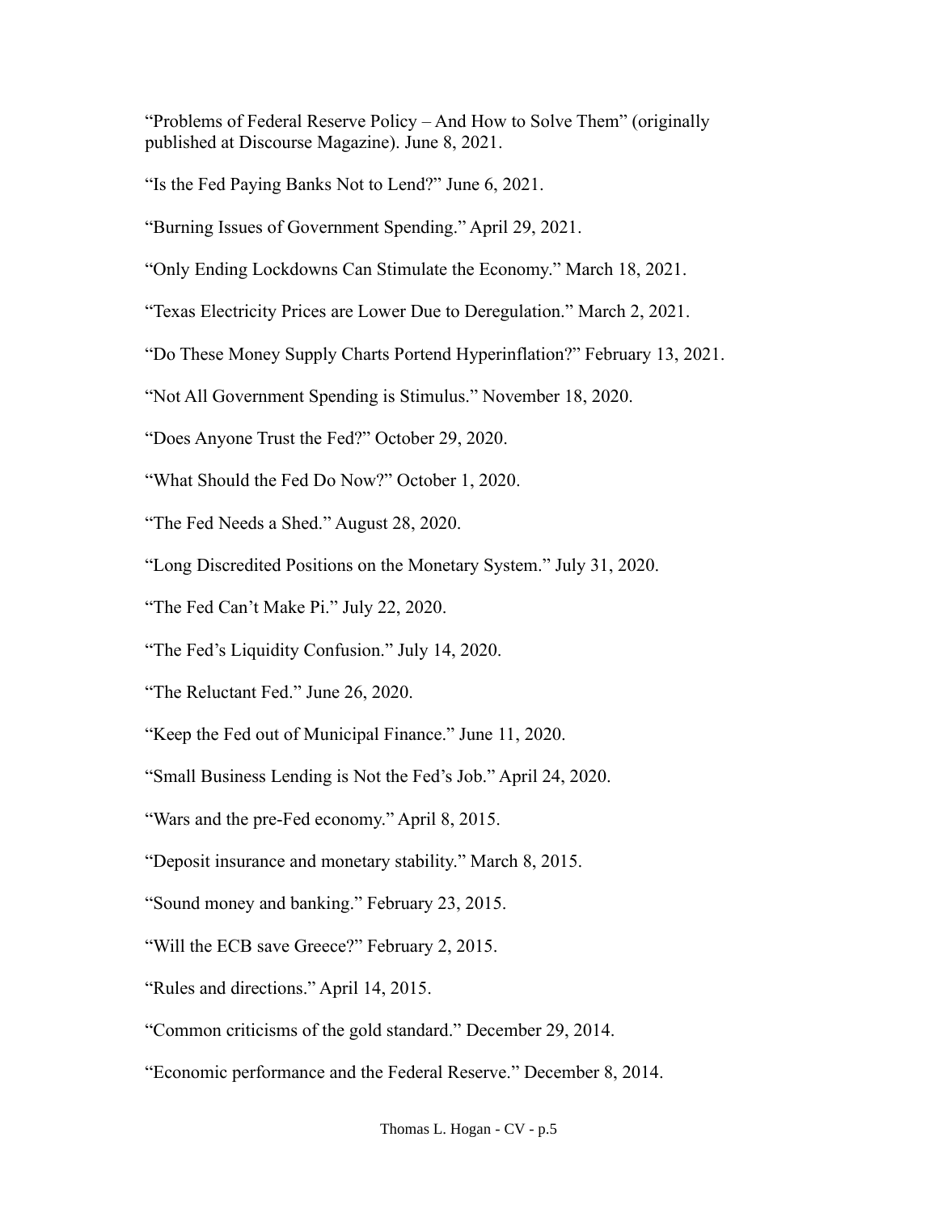"Problems of Federal Reserve Policy – And How to Solve Them" (originally published at Discourse Magazine). June 8, 2021.

"Is the Fed Paying Banks Not to Lend?" June 6, 2021.

"Burning Issues of Government Spending." April 29, 2021.

"Only Ending Lockdowns Can Stimulate the Economy." March 18, 2021.

"Texas Electricity Prices are Lower Due to Deregulation." March 2, 2021.

"Do These Money Supply Charts Portend Hyperinflation?" February 13, 2021.

"Not All Government Spending is Stimulus." November 18, 2020.

"Does Anyone Trust the Fed?" October 29, 2020.

"What Should the Fed Do Now?" October 1, 2020.

"The Fed Needs a Shed." August 28, 2020.

"Long Discredited Positions on the Monetary System." July 31, 2020.

"The Fed Can't Make Pi." July 22, 2020.

"The Fed's Liquidity Confusion." July 14, 2020.

"The Reluctant Fed." June 26, 2020.

"Keep the Fed out of Municipal Finance." June 11, 2020.

"Small Business Lending is Not the Fed's Job." April 24, 2020.

"Wars and the pre-Fed economy." April 8, 2015.

"Deposit insurance and monetary stability." March 8, 2015.

"Sound money and banking." February 23, 2015.

"Will the ECB save Greece?" February 2, 2015.

"Rules and directions." April 14, 2015.

"Common criticisms of the gold standard." December 29, 2014.

"Economic performance and the Federal Reserve." December 8, 2014.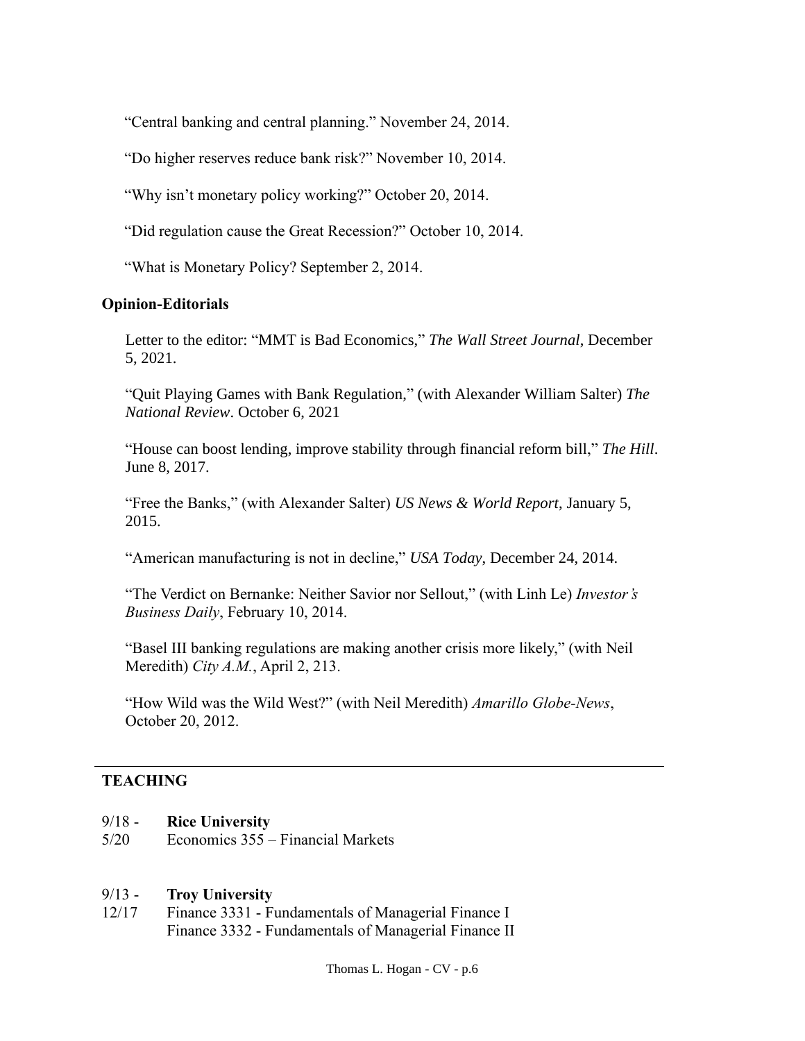"Central banking and central planning." November 24, 2014.

"Do higher reserves reduce bank risk?" November 10, 2014.

"Why isn't monetary policy working?" October 20, 2014.

"Did regulation cause the Great Recession?" October 10, 2014.

"What is Monetary Policy? September 2, 2014.

### Opinion-Editorials

Letter to the editor: "MMT is Bad Economics," *The Wall Street Journal*, December 5, 2021.

"Quit Playing Games with Bank Regulation," (with Alexander William Salter) *The National Review*. October 6, 2021

"House can boost lending, improve stability through financial reform bill," *The Hill*. June 8, 2017.

"Free the Banks," (with Alexander Salter) *US News & World Report*, January 5, 2015.

"American manufacturing is not in decline," *USA Today*, December 24, 2014.

"The Verdict on Bernanke: Neither Savior nor Sellout," (with Linh Le) *Investor's Business Daily*, February 10, 2014.

"Basel III banking regulations are making another crisis more likely," (with Neil Meredith) *City A.M.*, April 2, 213.

"How Wild was the Wild West?" (with Neil Meredith) *Amarillo Globe-News*, October 20, 2012.

---

## TEACHING

9/18 - 5/20 **Rice University**
Economics 355 – Financial Markets

9/13 - 12/17 **Troy University**
Finance 3331 - Fundamentals of Managerial Finance I
Finance 3332 - Fundamentals of Managerial Finance II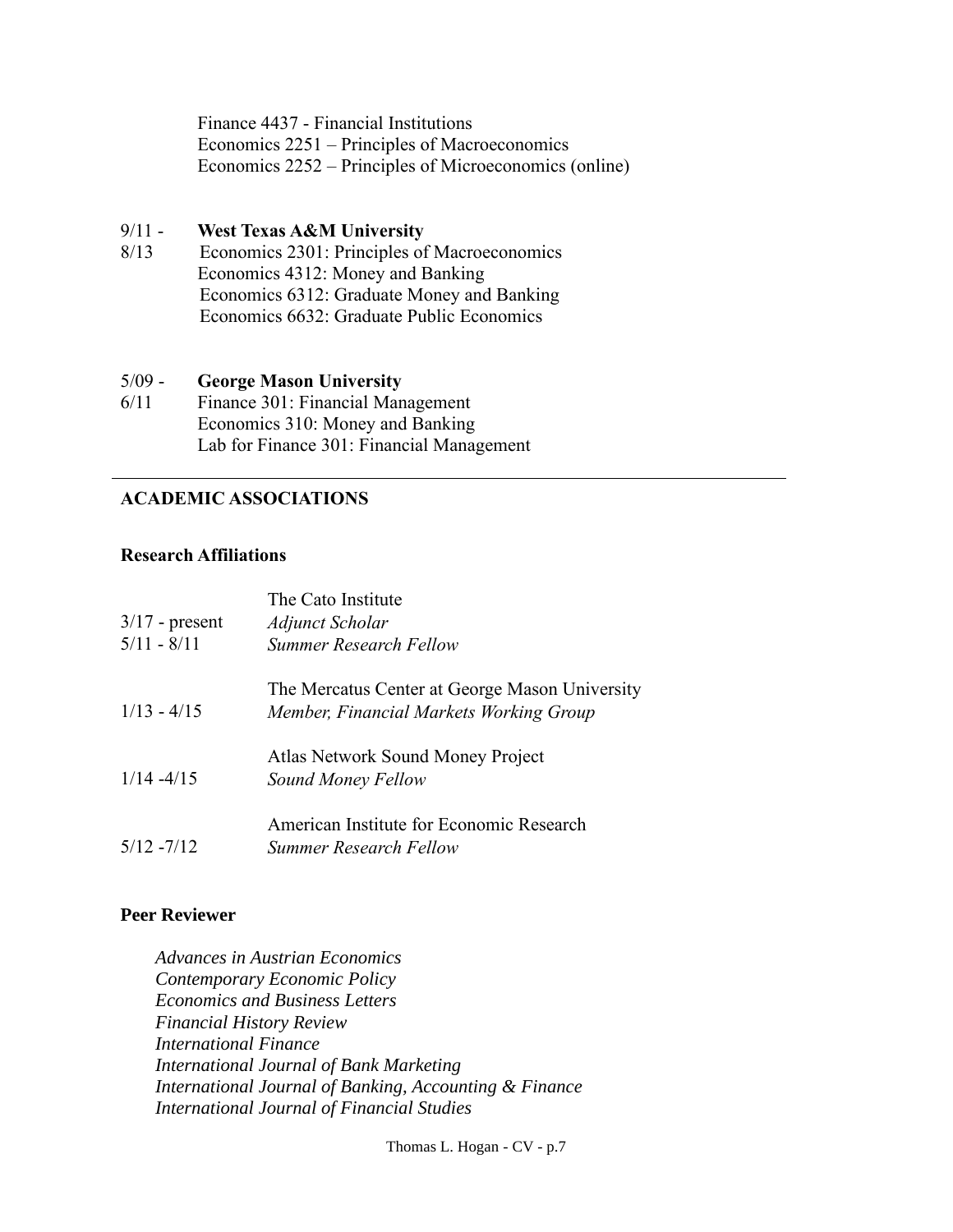Finance 4437 - Financial Institutions
Economics 2251 – Principles of Macroeconomics
Economics 2252 – Principles of Microeconomics (online)

9/11 - 8/13 **West Texas A&M University**
Economics 2301: Principles of Macroeconomics
Economics 4312: Money and Banking
Economics 6312: Graduate Money and Banking
Economics 6632: Graduate Public Economics

5/09 - 6/11 **George Mason University**
Finance 301: Financial Management
Economics 310: Money and Banking
Lab for Finance 301: Financial Management

---

## ACADEMIC ASSOCIATIONS

### Research Affiliations

The Cato Institute
3/17 - present *Adjunct Scholar*
5/11 - 8/11 *Summer Research Fellow*

The Mercatus Center at George Mason University
1/13 - 4/15 *Member, Financial Markets Working Group*

Atlas Network Sound Money Project
1/14 -4/15 *Sound Money Fellow*

American Institute for Economic Research
5/12 -7/12 *Summer Research Fellow*

### Peer Reviewer

*Advances in Austrian Economics*
*Contemporary Economic Policy*
*Economics and Business Letters*
*Financial History Review*
*International Finance*
*International Journal of Bank Marketing*
*International Journal of Banking, Accounting & Finance*
*International Journal of Financial Studies*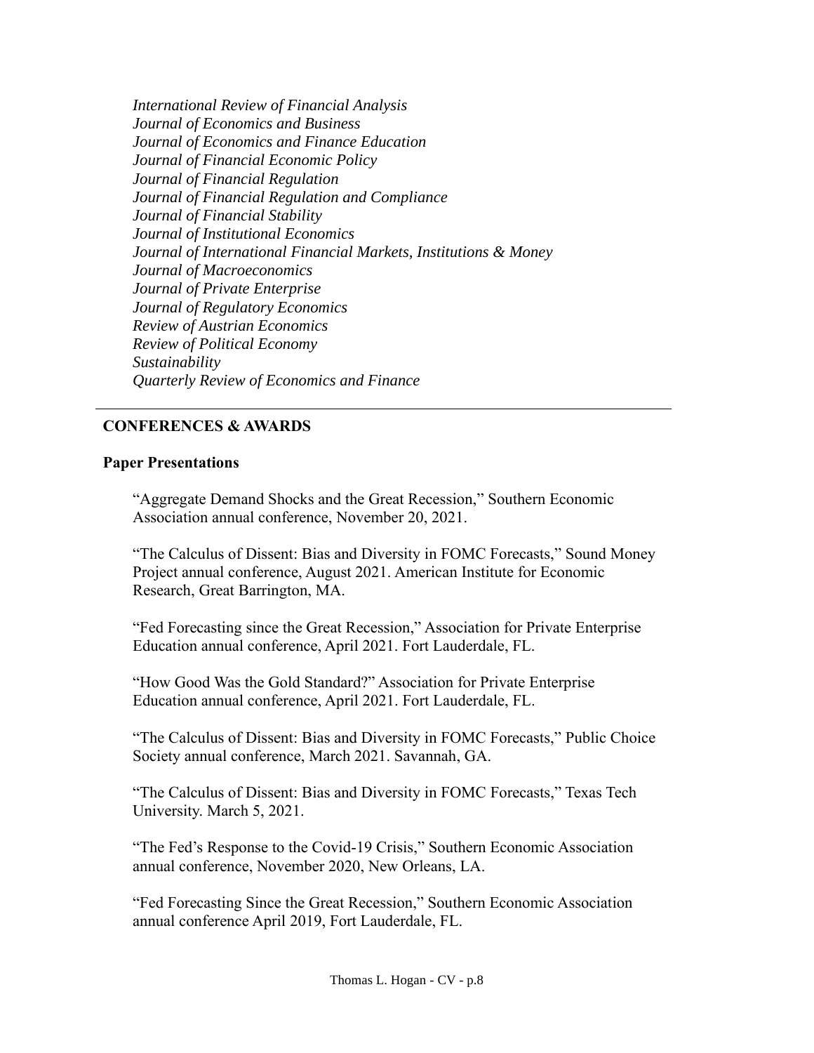*International Review of Financial Analysis*
*Journal of Economics and Business*
*Journal of Economics and Finance Education*
*Journal of Financial Economic Policy*
*Journal of Financial Regulation*
*Journal of Financial Regulation and Compliance*
*Journal of Financial Stability*
*Journal of Institutional Economics*
*Journal of International Financial Markets, Institutions & Money*
*Journal of Macroeconomics*
*Journal of Private Enterprise*
*Journal of Regulatory Economics*
*Review of Austrian Economics*
*Review of Political Economy*
*Sustainability*
*Quarterly Review of Economics and Finance*

---

## CONFERENCES & AWARDS

### Paper Presentations

"Aggregate Demand Shocks and the Great Recession," Southern Economic Association annual conference, November 20, 2021.

"The Calculus of Dissent: Bias and Diversity in FOMC Forecasts," Sound Money Project annual conference, August 2021. American Institute for Economic Research, Great Barrington, MA.

"Fed Forecasting since the Great Recession," Association for Private Enterprise Education annual conference, April 2021. Fort Lauderdale, FL.

"How Good Was the Gold Standard?" Association for Private Enterprise Education annual conference, April 2021. Fort Lauderdale, FL.

"The Calculus of Dissent: Bias and Diversity in FOMC Forecasts," Public Choice Society annual conference, March 2021. Savannah, GA.

"The Calculus of Dissent: Bias and Diversity in FOMC Forecasts," Texas Tech University. March 5, 2021.

"The Fed's Response to the Covid-19 Crisis," Southern Economic Association annual conference, November 2020, New Orleans, LA.

"Fed Forecasting Since the Great Recession," Southern Economic Association annual conference April 2019, Fort Lauderdale, FL.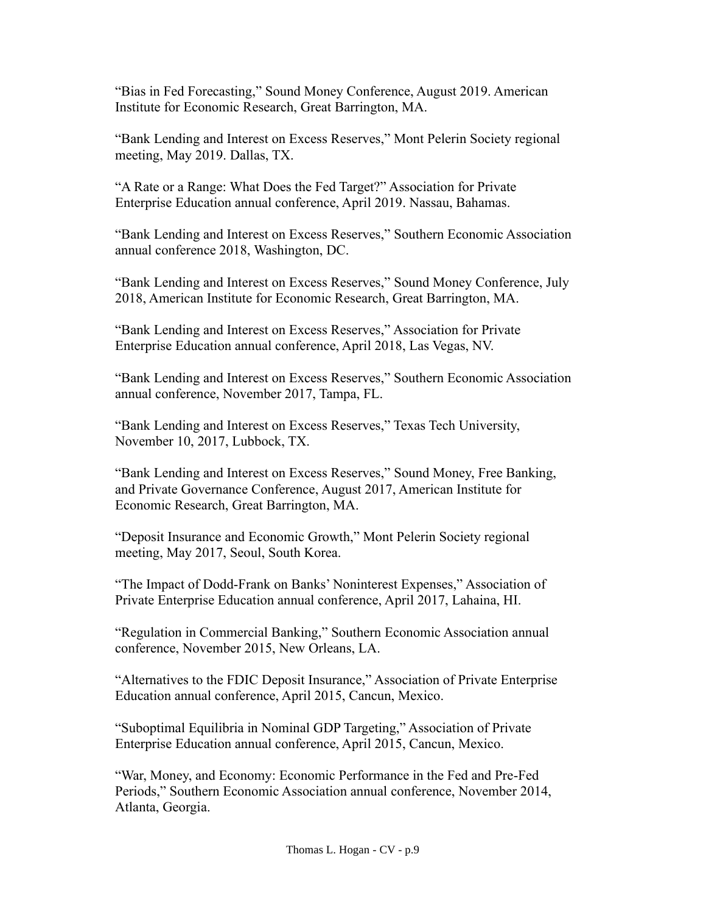"Bias in Fed Forecasting," Sound Money Conference, August 2019. American Institute for Economic Research, Great Barrington, MA.

"Bank Lending and Interest on Excess Reserves," Mont Pelerin Society regional meeting, May 2019. Dallas, TX.

"A Rate or a Range: What Does the Fed Target?" Association for Private Enterprise Education annual conference, April 2019. Nassau, Bahamas.

"Bank Lending and Interest on Excess Reserves," Southern Economic Association annual conference 2018, Washington, DC.

"Bank Lending and Interest on Excess Reserves," Sound Money Conference, July 2018, American Institute for Economic Research, Great Barrington, MA.

"Bank Lending and Interest on Excess Reserves," Association for Private Enterprise Education annual conference, April 2018, Las Vegas, NV.

"Bank Lending and Interest on Excess Reserves," Southern Economic Association annual conference, November 2017, Tampa, FL.

"Bank Lending and Interest on Excess Reserves," Texas Tech University, November 10, 2017, Lubbock, TX.

"Bank Lending and Interest on Excess Reserves," Sound Money, Free Banking, and Private Governance Conference, August 2017, American Institute for Economic Research, Great Barrington, MA.

"Deposit Insurance and Economic Growth," Mont Pelerin Society regional meeting, May 2017, Seoul, South Korea.

"The Impact of Dodd-Frank on Banks' Noninterest Expenses," Association of Private Enterprise Education annual conference, April 2017, Lahaina, HI.

"Regulation in Commercial Banking," Southern Economic Association annual conference, November 2015, New Orleans, LA.

"Alternatives to the FDIC Deposit Insurance," Association of Private Enterprise Education annual conference, April 2015, Cancun, Mexico.

"Suboptimal Equilibria in Nominal GDP Targeting," Association of Private Enterprise Education annual conference, April 2015, Cancun, Mexico.

"War, Money, and Economy: Economic Performance in the Fed and Pre-Fed Periods," Southern Economic Association annual conference, November 2014, Atlanta, Georgia.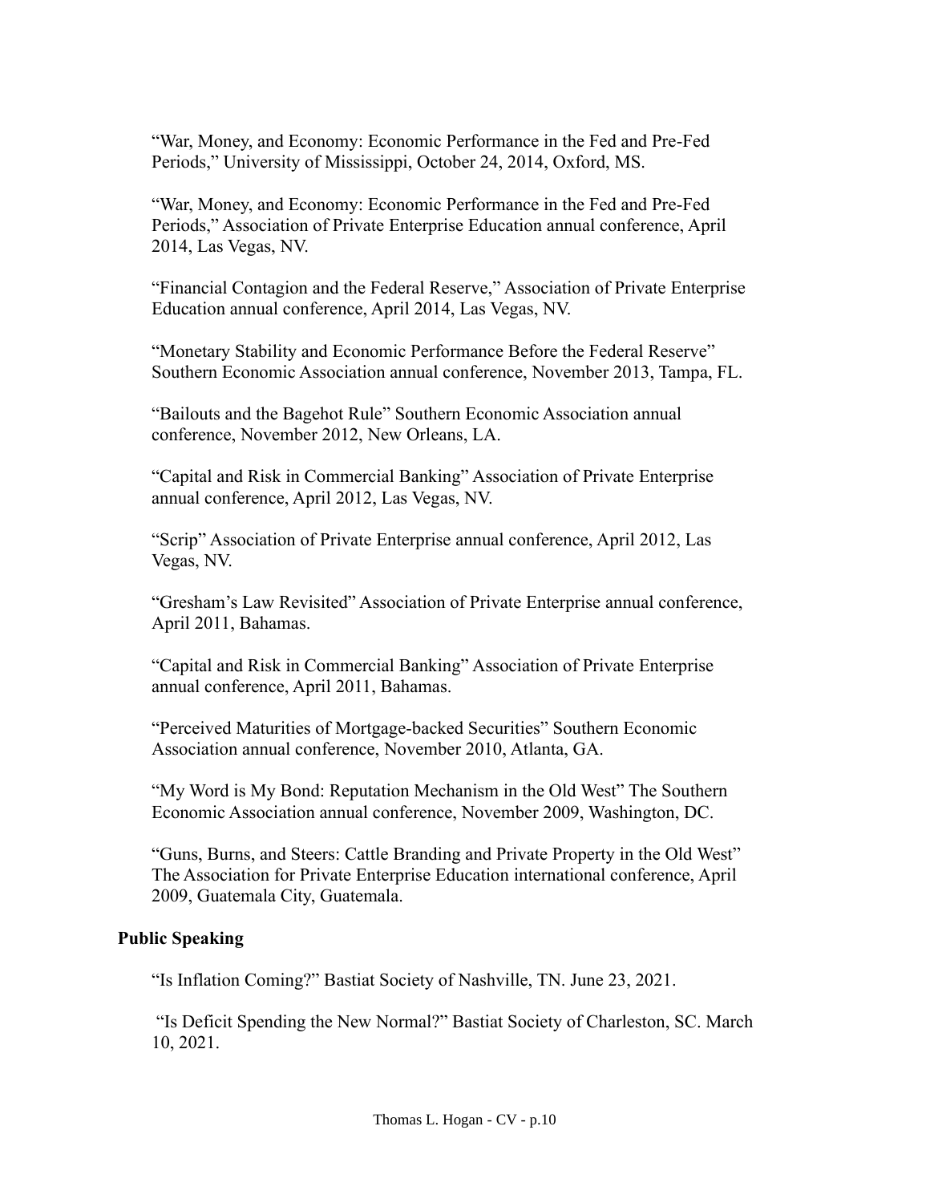"War, Money, and Economy: Economic Performance in the Fed and Pre-Fed Periods," University of Mississippi, October 24, 2014, Oxford, MS.

"War, Money, and Economy: Economic Performance in the Fed and Pre-Fed Periods," Association of Private Enterprise Education annual conference, April 2014, Las Vegas, NV.

"Financial Contagion and the Federal Reserve," Association of Private Enterprise Education annual conference, April 2014, Las Vegas, NV.

"Monetary Stability and Economic Performance Before the Federal Reserve" Southern Economic Association annual conference, November 2013, Tampa, FL.

"Bailouts and the Bagehot Rule" Southern Economic Association annual conference, November 2012, New Orleans, LA.

"Capital and Risk in Commercial Banking" Association of Private Enterprise annual conference, April 2012, Las Vegas, NV.

"Scrip" Association of Private Enterprise annual conference, April 2012, Las Vegas, NV.

"Gresham's Law Revisited" Association of Private Enterprise annual conference, April 2011, Bahamas.

"Capital and Risk in Commercial Banking" Association of Private Enterprise annual conference, April 2011, Bahamas.

"Perceived Maturities of Mortgage-backed Securities" Southern Economic Association annual conference, November 2010, Atlanta, GA.

"My Word is My Bond: Reputation Mechanism in the Old West" The Southern Economic Association annual conference, November 2009, Washington, DC.

"Guns, Burns, and Steers: Cattle Branding and Private Property in the Old West" The Association for Private Enterprise Education international conference, April 2009, Guatemala City, Guatemala.

**Public Speaking**

"Is Inflation Coming?" Bastiat Society of Nashville, TN. June 23, 2021.

"Is Deficit Spending the New Normal?" Bastiat Society of Charleston, SC. March 10, 2021.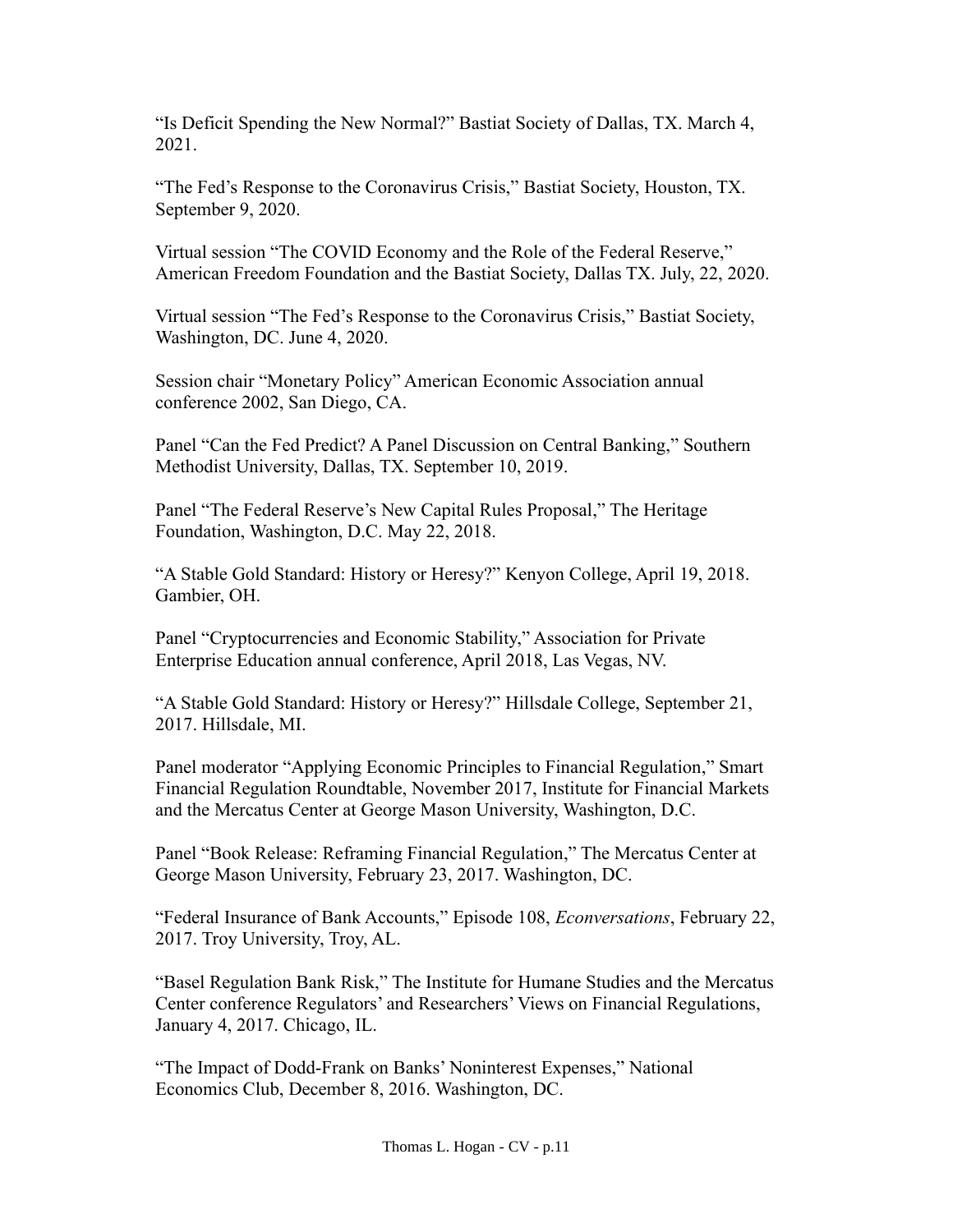"Is Deficit Spending the New Normal?" Bastiat Society of Dallas, TX. March 4, 2021.

"The Fed's Response to the Coronavirus Crisis," Bastiat Society, Houston, TX. September 9, 2020.

Virtual session "The COVID Economy and the Role of the Federal Reserve," American Freedom Foundation and the Bastiat Society, Dallas TX. July, 22, 2020.

Virtual session "The Fed's Response to the Coronavirus Crisis," Bastiat Society, Washington, DC. June 4, 2020.

Session chair "Monetary Policy" American Economic Association annual conference 2002, San Diego, CA.

Panel "Can the Fed Predict? A Panel Discussion on Central Banking," Southern Methodist University, Dallas, TX. September 10, 2019.

Panel "The Federal Reserve's New Capital Rules Proposal," The Heritage Foundation, Washington, D.C. May 22, 2018.

"A Stable Gold Standard: History or Heresy?" Kenyon College, April 19, 2018. Gambier, OH.

Panel "Cryptocurrencies and Economic Stability," Association for Private Enterprise Education annual conference, April 2018, Las Vegas, NV.

"A Stable Gold Standard: History or Heresy?" Hillsdale College, September 21, 2017. Hillsdale, MI.

Panel moderator "Applying Economic Principles to Financial Regulation," Smart Financial Regulation Roundtable, November 2017, Institute for Financial Markets and the Mercatus Center at George Mason University, Washington, D.C.

Panel "Book Release: Reframing Financial Regulation," The Mercatus Center at George Mason University, February 23, 2017. Washington, DC.

"Federal Insurance of Bank Accounts," Episode 108, *Econversations*, February 22, 2017. Troy University, Troy, AL.

"Basel Regulation Bank Risk," The Institute for Humane Studies and the Mercatus Center conference Regulators' and Researchers' Views on Financial Regulations, January 4, 2017. Chicago, IL.

"The Impact of Dodd-Frank on Banks' Noninterest Expenses," National Economics Club, December 8, 2016. Washington, DC.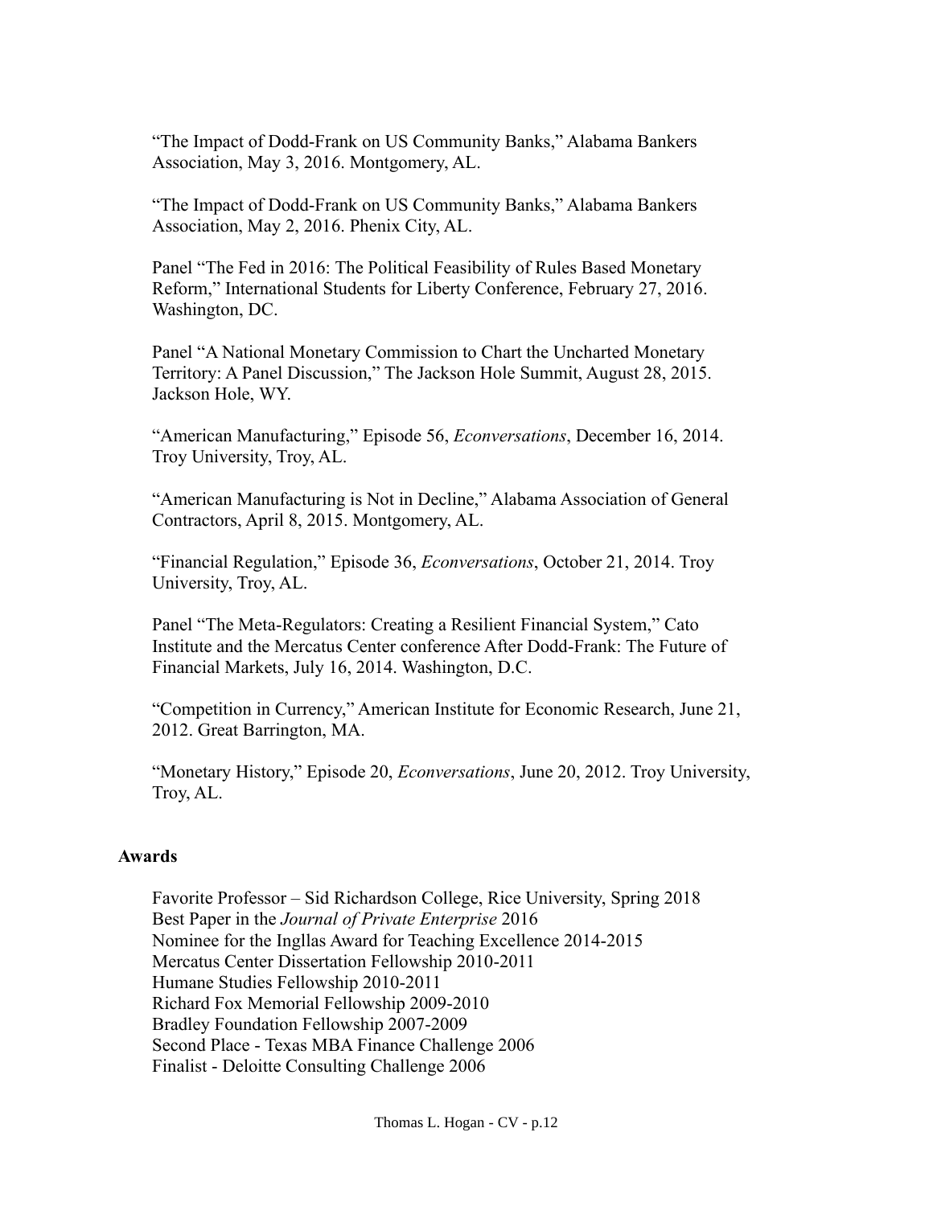"The Impact of Dodd-Frank on US Community Banks," Alabama Bankers Association, May 3, 2016. Montgomery, AL.

"The Impact of Dodd-Frank on US Community Banks," Alabama Bankers Association, May 2, 2016. Phenix City, AL.

Panel "The Fed in 2016: The Political Feasibility of Rules Based Monetary Reform," International Students for Liberty Conference, February 27, 2016. Washington, DC.

Panel "A National Monetary Commission to Chart the Uncharted Monetary Territory: A Panel Discussion," The Jackson Hole Summit, August 28, 2015. Jackson Hole, WY.

"American Manufacturing," Episode 56, *Econversations*, December 16, 2014. Troy University, Troy, AL.

"American Manufacturing is Not in Decline," Alabama Association of General Contractors, April 8, 2015. Montgomery, AL.

"Financial Regulation," Episode 36, *Econversations*, October 21, 2014. Troy University, Troy, AL.

Panel "The Meta-Regulators: Creating a Resilient Financial System," Cato Institute and the Mercatus Center conference After Dodd-Frank: The Future of Financial Markets, July 16, 2014. Washington, D.C.

"Competition in Currency," American Institute for Economic Research, June 21, 2012. Great Barrington, MA.

"Monetary History," Episode 20, *Econversations*, June 20, 2012. Troy University, Troy, AL.

## Awards

Favorite Professor – Sid Richardson College, Rice University, Spring 2018
Best Paper in the *Journal of Private Enterprise* 2016
Nominee for the Ingllas Award for Teaching Excellence 2014-2015
Mercatus Center Dissertation Fellowship 2010-2011
Humane Studies Fellowship 2010-2011
Richard Fox Memorial Fellowship 2009-2010
Bradley Foundation Fellowship 2007-2009
Second Place - Texas MBA Finance Challenge 2006
Finalist - Deloitte Consulting Challenge 2006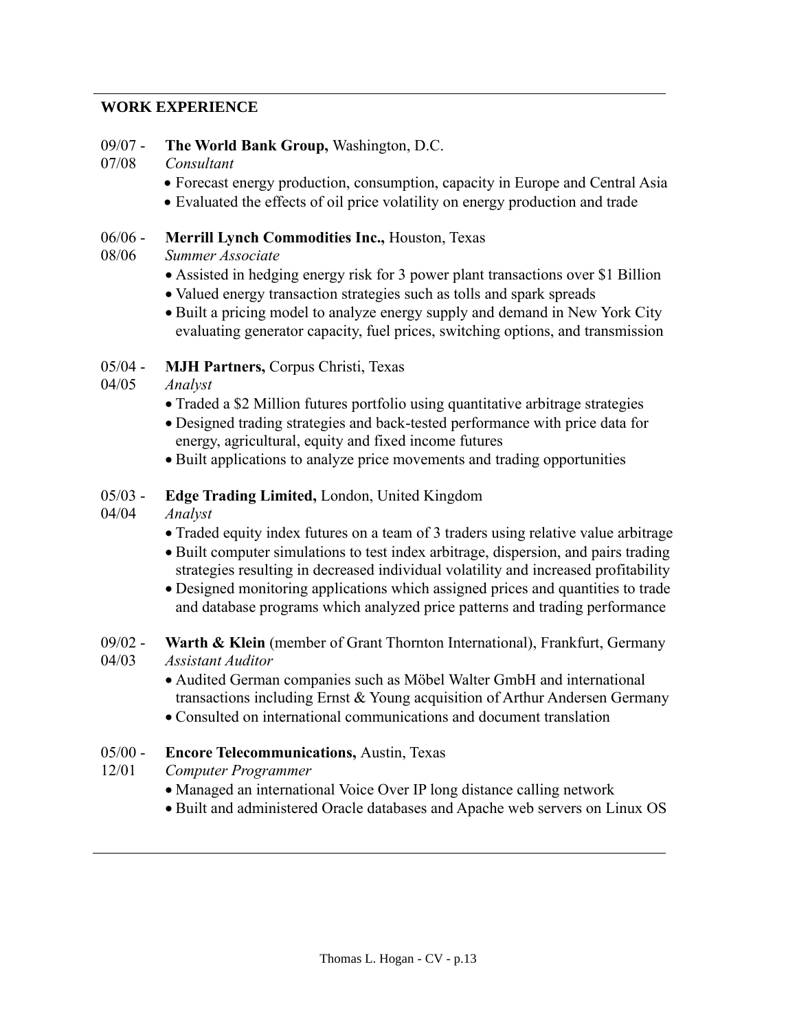## WORK EXPERIENCE

09/07 - 07/08 **The World Bank Group,** Washington, D.C.
*Consultant*

- Forecast energy production, consumption, capacity in Europe and Central Asia
- Evaluated the effects of oil price volatility on energy production and trade

06/06 - 08/06 **Merrill Lynch Commodities Inc.,** Houston, Texas
*Summer Associate*

- Assisted in hedging energy risk for 3 power plant transactions over $1 Billion
- Valued energy transaction strategies such as tolls and spark spreads
- Built a pricing model to analyze energy supply and demand in New York City evaluating generator capacity, fuel prices, switching options, and transmission

05/04 - 04/05 **MJH Partners,** Corpus Christi, Texas
*Analyst*

- Traded a $2 Million futures portfolio using quantitative arbitrage strategies
- Designed trading strategies and back-tested performance with price data for energy, agricultural, equity and fixed income futures
- Built applications to analyze price movements and trading opportunities

05/03 - 04/04 **Edge Trading Limited,** London, United Kingdom
*Analyst*

- Traded equity index futures on a team of 3 traders using relative value arbitrage
- Built computer simulations to test index arbitrage, dispersion, and pairs trading strategies resulting in decreased individual volatility and increased profitability
- Designed monitoring applications which assigned prices and quantities to trade and database programs which analyzed price patterns and trading performance

09/02 - 04/03 **Warth & Klein** (member of Grant Thornton International), Frankfurt, Germany
*Assistant Auditor*

- Audited German companies such as Möbel Walter GmbH and international transactions including Ernst & Young acquisition of Arthur Andersen Germany
- Consulted on international communications and document translation

05/00 - 12/01 **Encore Telecommunications,** Austin, Texas
*Computer Programmer*

- Managed an international Voice Over IP long distance calling network
- Built and administered Oracle databases and Apache web servers on Linux OS